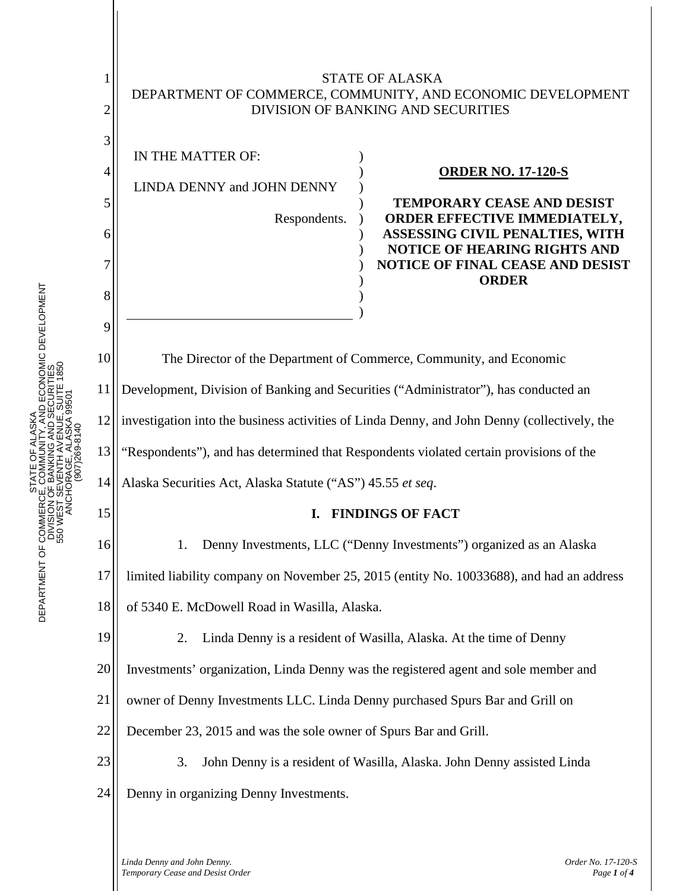STATE OF ALASKA
DEPARTMENT OF COMMERCE, COMMUNITY, AND ECONOMIC DEVELOPMENT
DIVISION OF BANKING AND SECURITIES

IN THE MATTER OF:

LINDA DENNY and JOHN DENNY

Respondents.

**ORDER NO. 17-120-S**

**TEMPORARY CEASE AND DESIST ORDER EFFECTIVE IMMEDIATELY, ASSESSING CIVIL PENALTIES, WITH NOTICE OF HEARING RIGHTS AND NOTICE OF FINAL CEASE AND DESIST ORDER**

The Director of the Department of Commerce, Community, and Economic Development, Division of Banking and Securities ("Administrator"), has conducted an investigation into the business activities of Linda Denny, and John Denny (collectively, the "Respondents"), and has determined that Respondents violated certain provisions of the Alaska Securities Act, Alaska Statute ("AS") 45.55 *et seq*.

## I. FINDINGS OF FACT

1. Denny Investments, LLC ("Denny Investments") organized as an Alaska limited liability company on November 25, 2015 (entity No. 10033688), and had an address of 5340 E. McDowell Road in Wasilla, Alaska.

2. Linda Denny is a resident of Wasilla, Alaska. At the time of Denny Investments' organization, Linda Denny was the registered agent and sole member and owner of Denny Investments LLC. Linda Denny purchased Spurs Bar and Grill on December 23, 2015 and was the sole owner of Spurs Bar and Grill.

3. John Denny is a resident of Wasilla, Alaska. John Denny assisted Linda Denny in organizing Denny Investments.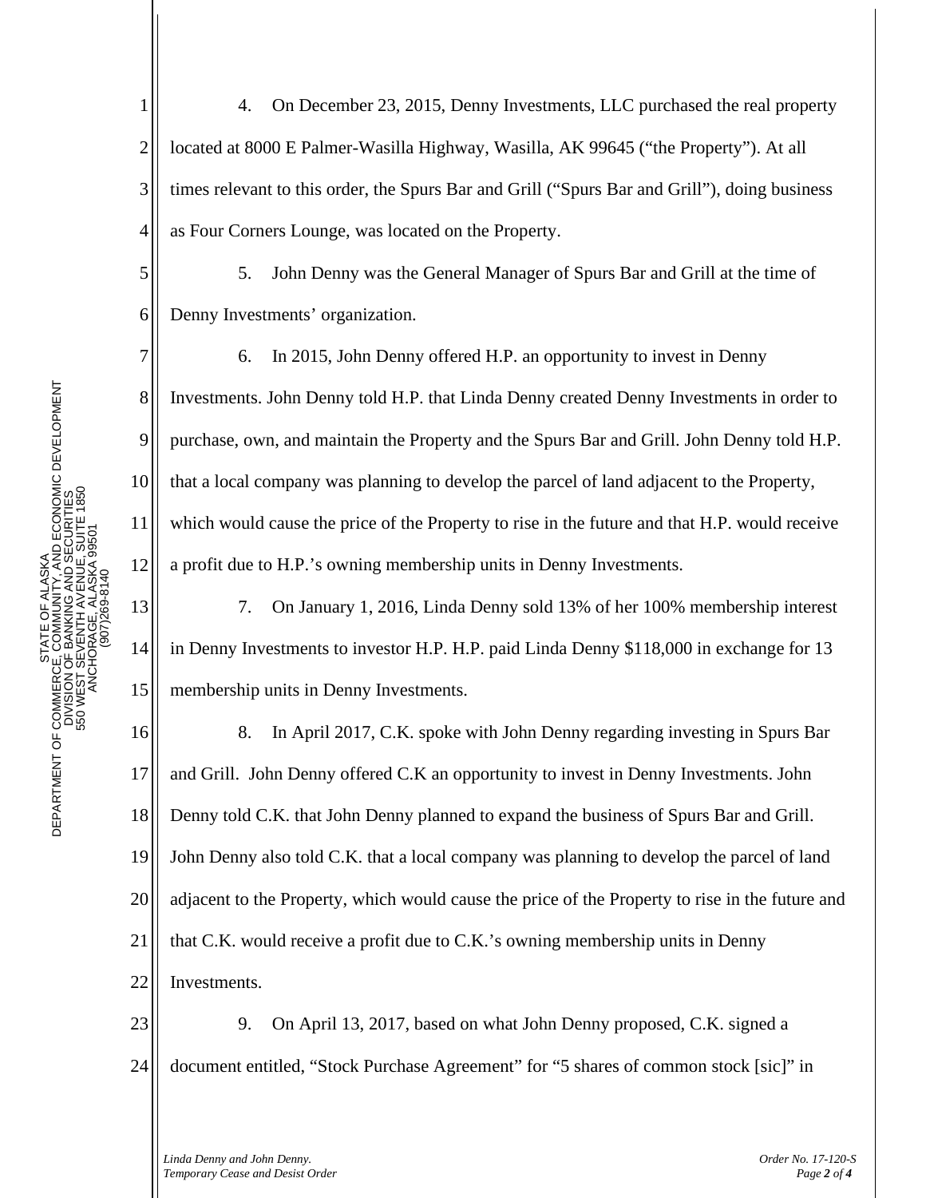4. On December 23, 2015, Denny Investments, LLC purchased the real property located at 8000 E Palmer-Wasilla Highway, Wasilla, AK 99645 ("the Property"). At all times relevant to this order, the Spurs Bar and Grill ("Spurs Bar and Grill"), doing business as Four Corners Lounge, was located on the Property.

5. John Denny was the General Manager of Spurs Bar and Grill at the time of Denny Investments' organization.

6. In 2015, John Denny offered H.P. an opportunity to invest in Denny Investments. John Denny told H.P. that Linda Denny created Denny Investments in order to purchase, own, and maintain the Property and the Spurs Bar and Grill. John Denny told H.P. that a local company was planning to develop the parcel of land adjacent to the Property, which would cause the price of the Property to rise in the future and that H.P. would receive a profit due to H.P.'s owning membership units in Denny Investments.

7. On January 1, 2016, Linda Denny sold 13% of her 100% membership interest in Denny Investments to investor H.P. H.P. paid Linda Denny $118,000 in exchange for 13 membership units in Denny Investments.

8. In April 2017, C.K. spoke with John Denny regarding investing in Spurs Bar and Grill. John Denny offered C.K an opportunity to invest in Denny Investments. John Denny told C.K. that John Denny planned to expand the business of Spurs Bar and Grill. John Denny also told C.K. that a local company was planning to develop the parcel of land adjacent to the Property, which would cause the price of the Property to rise in the future and that C.K. would receive a profit due to C.K.'s owning membership units in Denny Investments.

9. On April 13, 2017, based on what John Denny proposed, C.K. signed a document entitled, "Stock Purchase Agreement" for "5 shares of common stock [sic]" in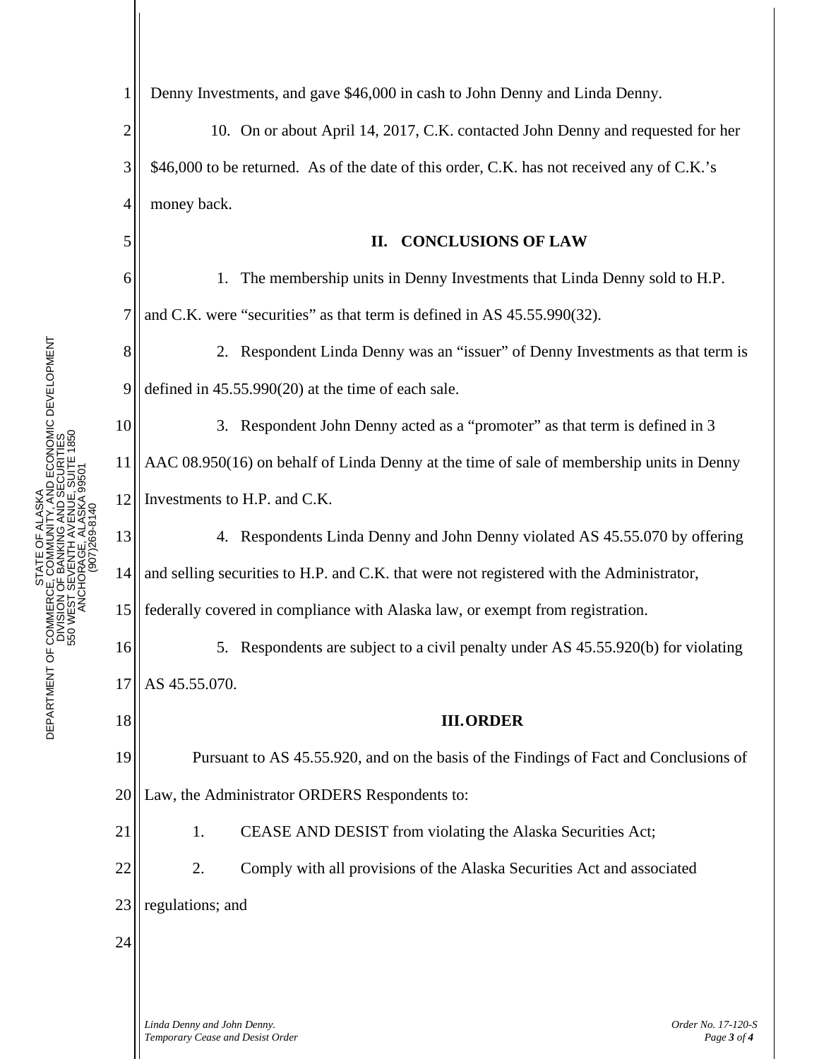Denny Investments, and gave $46,000 in cash to John Denny and Linda Denny.

10. On or about April 14, 2017, C.K. contacted John Denny and requested for her $46,000 to be returned. As of the date of this order, C.K. has not received any of C.K.'s money back.

## II. CONCLUSIONS OF LAW

1. The membership units in Denny Investments that Linda Denny sold to H.P. and C.K. were "securities" as that term is defined in AS 45.55.990(32).

2. Respondent Linda Denny was an "issuer" of Denny Investments as that term is defined in 45.55.990(20) at the time of each sale.

3. Respondent John Denny acted as a "promoter" as that term is defined in 3 AAC 08.950(16) on behalf of Linda Denny at the time of sale of membership units in Denny Investments to H.P. and C.K.

4. Respondents Linda Denny and John Denny violated AS 45.55.070 by offering and selling securities to H.P. and C.K. that were not registered with the Administrator, federally covered in compliance with Alaska law, or exempt from registration.

5. Respondents are subject to a civil penalty under AS 45.55.920(b) for violating AS 45.55.070.

## III. ORDER

Pursuant to AS 45.55.920, and on the basis of the Findings of Fact and Conclusions of Law, the Administrator ORDERS Respondents to:

1. CEASE AND DESIST from violating the Alaska Securities Act;

2. Comply with all provisions of the Alaska Securities Act and associated regulations; and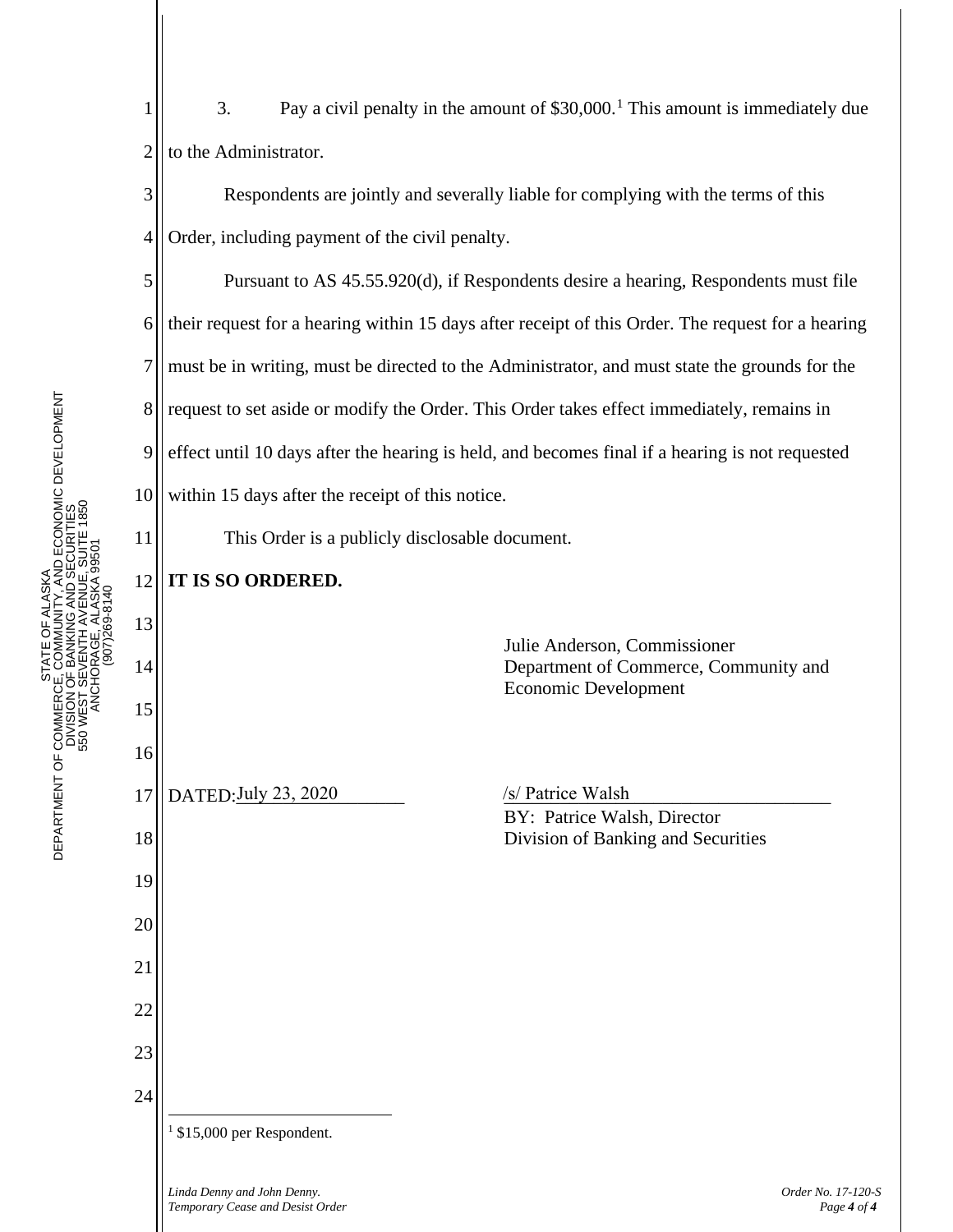3. Pay a civil penalty in the amount of $30,000.[1] This amount is immediately due to the Administrator.

Respondents are jointly and severally liable for complying with the terms of this Order, including payment of the civil penalty.

Pursuant to AS 45.55.920(d), if Respondents desire a hearing, Respondents must file their request for a hearing within 15 days after receipt of this Order. The request for a hearing must be in writing, must be directed to the Administrator, and must state the grounds for the request to set aside or modify the Order. This Order takes effect immediately, remains in effect until 10 days after the hearing is held, and becomes final if a hearing is not requested within 15 days after the receipt of this notice.

This Order is a publicly disclosable document.

**IT IS SO ORDERED.**

Julie Anderson, Commissioner
Department of Commerce, Community and Economic Development

DATED: July 23, 2020

/s/ Patrice Walsh
BY: Patrice Walsh, Director
Division of Banking and Securities

[1] $15,000 per Respondent.